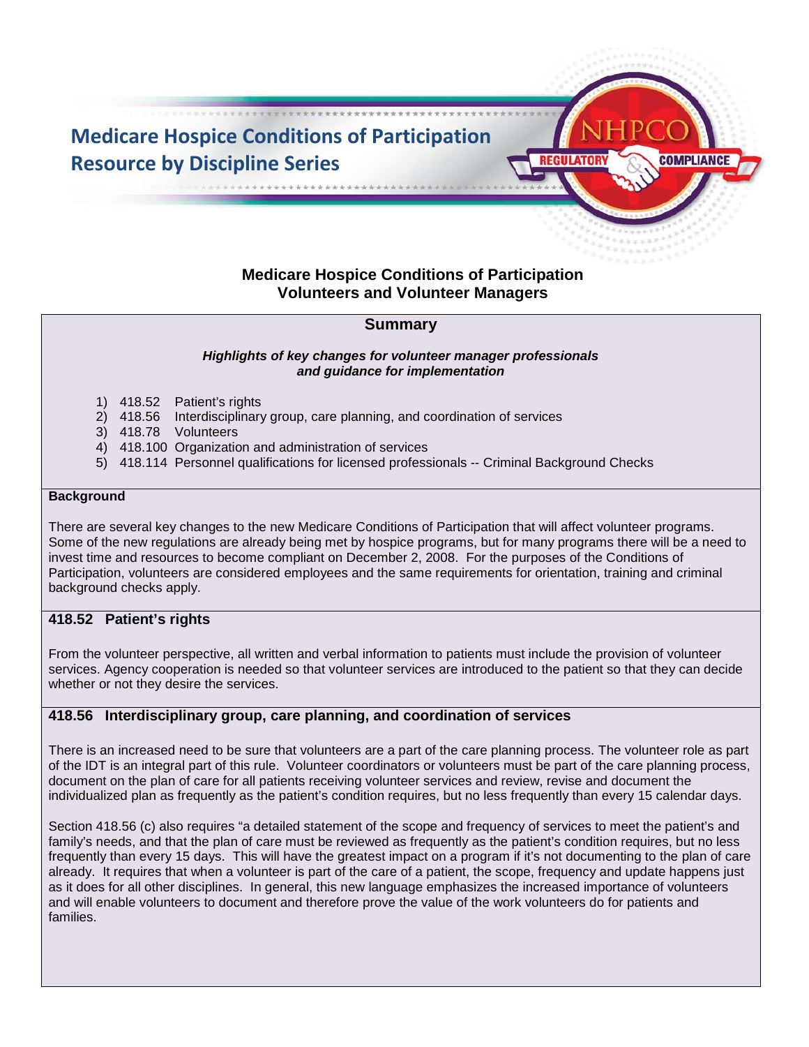# Medicare Hospice Conditions of Participation Resource by Discipline Series

NHPCO REGULATORY & COMPLIANCE

## Medicare Hospice Conditions of Participation
## Volunteers and Volunteer Managers

### Summary

***Highlights of key changes for volunteer manager professionals and guidance for implementation***

1) 418.52 Patient's rights
2) 418.56 Interdisciplinary group, care planning, and coordination of services
3) 418.78 Volunteers
4) 418.100 Organization and administration of services
5) 418.114 Personnel qualifications for licensed professionals -- Criminal Background Checks

**Background**

There are several key changes to the new Medicare Conditions of Participation that will affect volunteer programs. Some of the new regulations are already being met by hospice programs, but for many programs there will be a need to invest time and resources to become compliant on December 2, 2008. For the purposes of the Conditions of Participation, volunteers are considered employees and the same requirements for orientation, training and criminal background checks apply.

### 418.52 Patient's rights

From the volunteer perspective, all written and verbal information to patients must include the provision of volunteer services. Agency cooperation is needed so that volunteer services are introduced to the patient so that they can decide whether or not they desire the services.

### 418.56 Interdisciplinary group, care planning, and coordination of services

There is an increased need to be sure that volunteers are a part of the care planning process. The volunteer role as part of the IDT is an integral part of this rule. Volunteer coordinators or volunteers must be part of the care planning process, document on the plan of care for all patients receiving volunteer services and review, revise and document the individualized plan as frequently as the patient's condition requires, but no less frequently than every 15 calendar days.

Section 418.56 (c) also requires "a detailed statement of the scope and frequency of services to meet the patient's and family's needs, and that the plan of care must be reviewed as frequently as the patient's condition requires, but no less frequently than every 15 days. This will have the greatest impact on a program if it's not documenting to the plan of care already. It requires that when a volunteer is part of the care of a patient, the scope, frequency and update happens just as it does for all other disciplines. In general, this new language emphasizes the increased importance of volunteers and will enable volunteers to document and therefore prove the value of the work volunteers do for patients and families.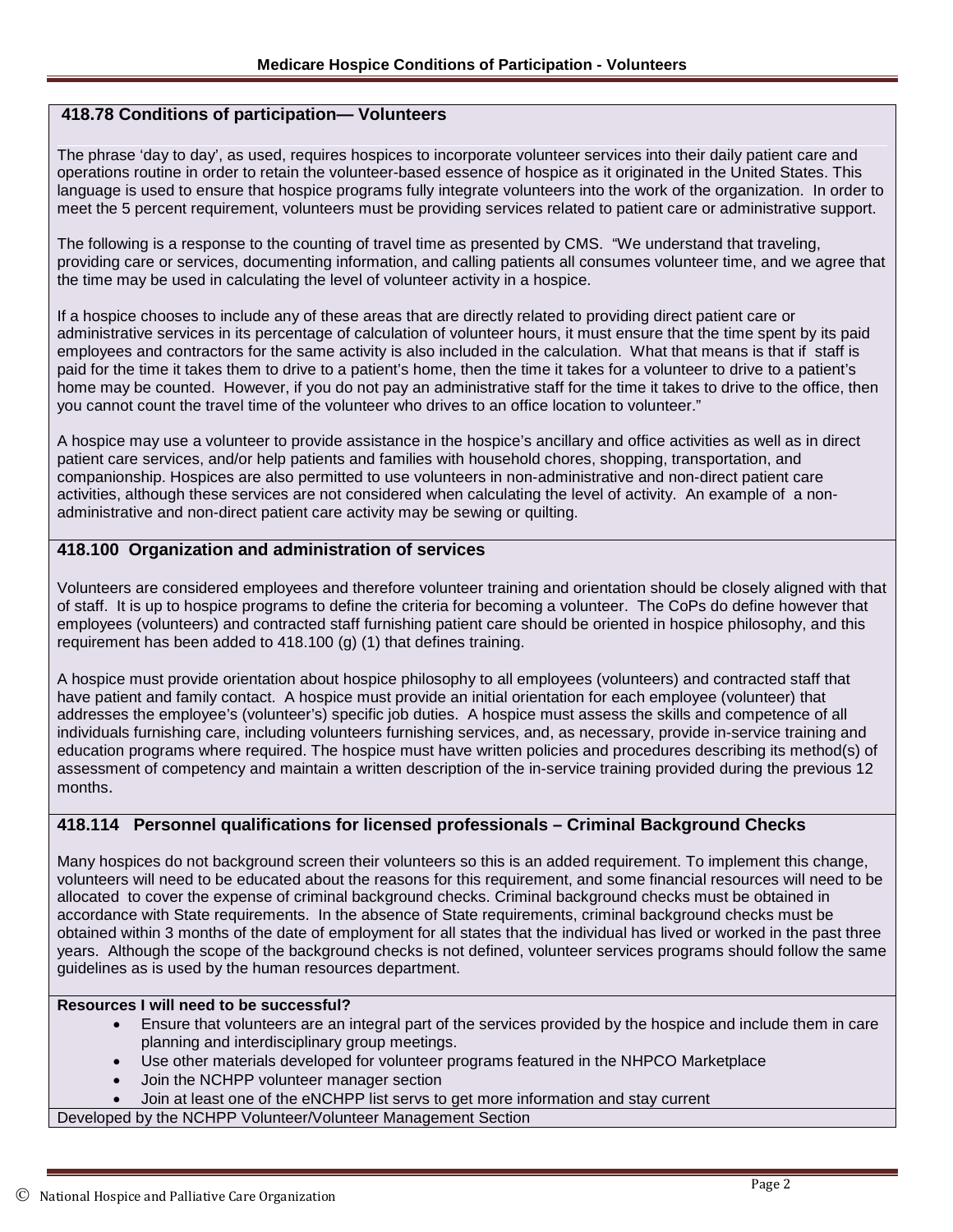## 418.78 Conditions of participation— Volunteers

The phrase 'day to day', as used, requires hospices to incorporate volunteer services into their daily patient care and operations routine in order to retain the volunteer-based essence of hospice as it originated in the United States. This language is used to ensure that hospice programs fully integrate volunteers into the work of the organization. In order to meet the 5 percent requirement, volunteers must be providing services related to patient care or administrative support.

The following is a response to the counting of travel time as presented by CMS. "We understand that traveling, providing care or services, documenting information, and calling patients all consumes volunteer time, and we agree that the time may be used in calculating the level of volunteer activity in a hospice.

If a hospice chooses to include any of these areas that are directly related to providing direct patient care or administrative services in its percentage of calculation of volunteer hours, it must ensure that the time spent by its paid employees and contractors for the same activity is also included in the calculation. What that means is that if staff is paid for the time it takes them to drive to a patient's home, then the time it takes for a volunteer to drive to a patient's home may be counted. However, if you do not pay an administrative staff for the time it takes to drive to the office, then you cannot count the travel time of the volunteer who drives to an office location to volunteer."

A hospice may use a volunteer to provide assistance in the hospice's ancillary and office activities as well as in direct patient care services, and/or help patients and families with household chores, shopping, transportation, and companionship. Hospices are also permitted to use volunteers in non-administrative and non-direct patient care activities, although these services are not considered when calculating the level of activity. An example of a non-administrative and non-direct patient care activity may be sewing or quilting.

## 418.100 Organization and administration of services

Volunteers are considered employees and therefore volunteer training and orientation should be closely aligned with that of staff. It is up to hospice programs to define the criteria for becoming a volunteer. The CoPs do define however that employees (volunteers) and contracted staff furnishing patient care should be oriented in hospice philosophy, and this requirement has been added to 418.100 (g) (1) that defines training.

A hospice must provide orientation about hospice philosophy to all employees (volunteers) and contracted staff that have patient and family contact. A hospice must provide an initial orientation for each employee (volunteer) that addresses the employee's (volunteer's) specific job duties. A hospice must assess the skills and competence of all individuals furnishing care, including volunteers furnishing services, and, as necessary, provide in-service training and education programs where required. The hospice must have written policies and procedures describing its method(s) of assessment of competency and maintain a written description of the in-service training provided during the previous 12 months.

## 418.114 Personnel qualifications for licensed professionals – Criminal Background Checks

Many hospices do not background screen their volunteers so this is an added requirement. To implement this change, volunteers will need to be educated about the reasons for this requirement, and some financial resources will need to be allocated to cover the expense of criminal background checks. Criminal background checks must be obtained in accordance with State requirements. In the absence of State requirements, criminal background checks must be obtained within 3 months of the date of employment for all states that the individual has lived or worked in the past three years. Although the scope of the background checks is not defined, volunteer services programs should follow the same guidelines as is used by the human resources department.

**Resources I will need to be successful?**

- Ensure that volunteers are an integral part of the services provided by the hospice and include them in care planning and interdisciplinary group meetings.
- Use other materials developed for volunteer programs featured in the NHPCO Marketplace
- Join the NCHPP volunteer manager section
- Join at least one of the eNCHPP list servs to get more information and stay current

Developed by the NCHPP Volunteer/Volunteer Management Section